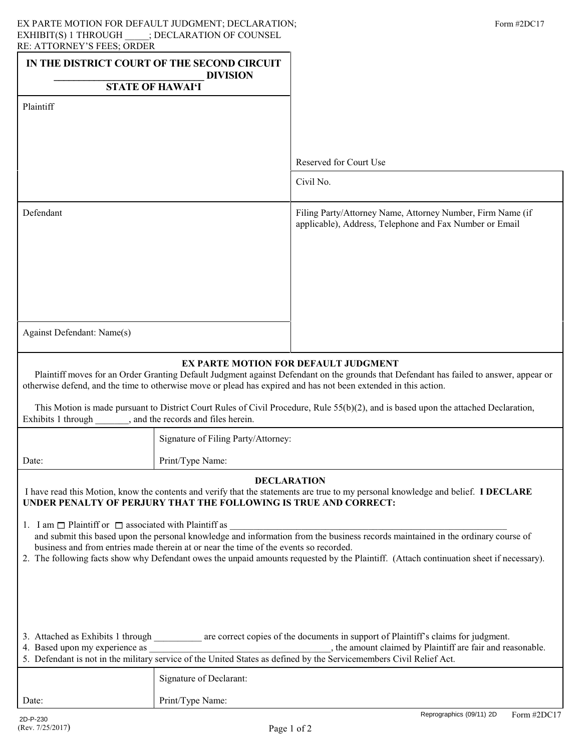EX PARTE MOTION FOR DEFAULT JUDGMENT; DECLARATION; EXHIBIT(S) 1 THROUGH _____; DECLARATION OF COUNSEL RE: ATTORNEY'S FEES; ORDER

Form #2DC17

| **IN THE DISTRICT COURT OF THE SECOND CIRCUIT** | |
|---|---|
| **_____________________________ DIVISION** | |
| **STATE OF HAWAI'I** | |
| Plaintiff | Reserved for Court Use |
| | Civil No. |
| Defendant | Filing Party/Attorney Name, Attorney Number, Firm Name (if applicable), Address, Telephone and Fax Number or Email |
| Against Defendant: Name(s) | |

## EX PARTE MOTION FOR DEFAULT JUDGMENT

Plaintiff moves for an Order Granting Default Judgment against Defendant on the grounds that Defendant has failed to answer, appear or otherwise defend, and the time to otherwise move or plead has expired and has not been extended in this action.

This Motion is made pursuant to District Court Rules of Civil Procedure, Rule 55(b)(2), and is based upon the attached Declaration, Exhibits 1 through _______, and the records and files herein.

| | |
|---|---|
| Date: | Signature of Filing Party/Attorney: |
| | Print/Type Name: |

## DECLARATION

I have read this Motion, know the contents and verify that the statements are true to my personal knowledge and belief. **I DECLARE UNDER PENALTY OF PERJURY THAT THE FOLLOWING IS TRUE AND CORRECT:**

1. I am ☐ Plaintiff or ☐ associated with Plaintiff as ___________________________________________________________ and submit this based upon the personal knowledge and information from the business records maintained in the ordinary course of business and from entries made therein at or near the time of the events so recorded.
2. The following facts show why Defendant owes the unpaid amounts requested by the Plaintiff. (Attach continuation sheet if necessary).

3. Attached as Exhibits 1 through __________ are correct copies of the documents in support of Plaintiff's claims for judgment.
4. Based upon my experience as _______________________________________, the amount claimed by Plaintiff are fair and reasonable.
5. Defendant is not in the military service of the United States as defined by the Servicemembers Civil Relief Act.

| | |
|---|---|
| Date: | Signature of Declarant: |
| | Print/Type Name: |

2D-P-230
(Rev. 7/25/2017)

Reprographics (09/11) 2D Form #2DC17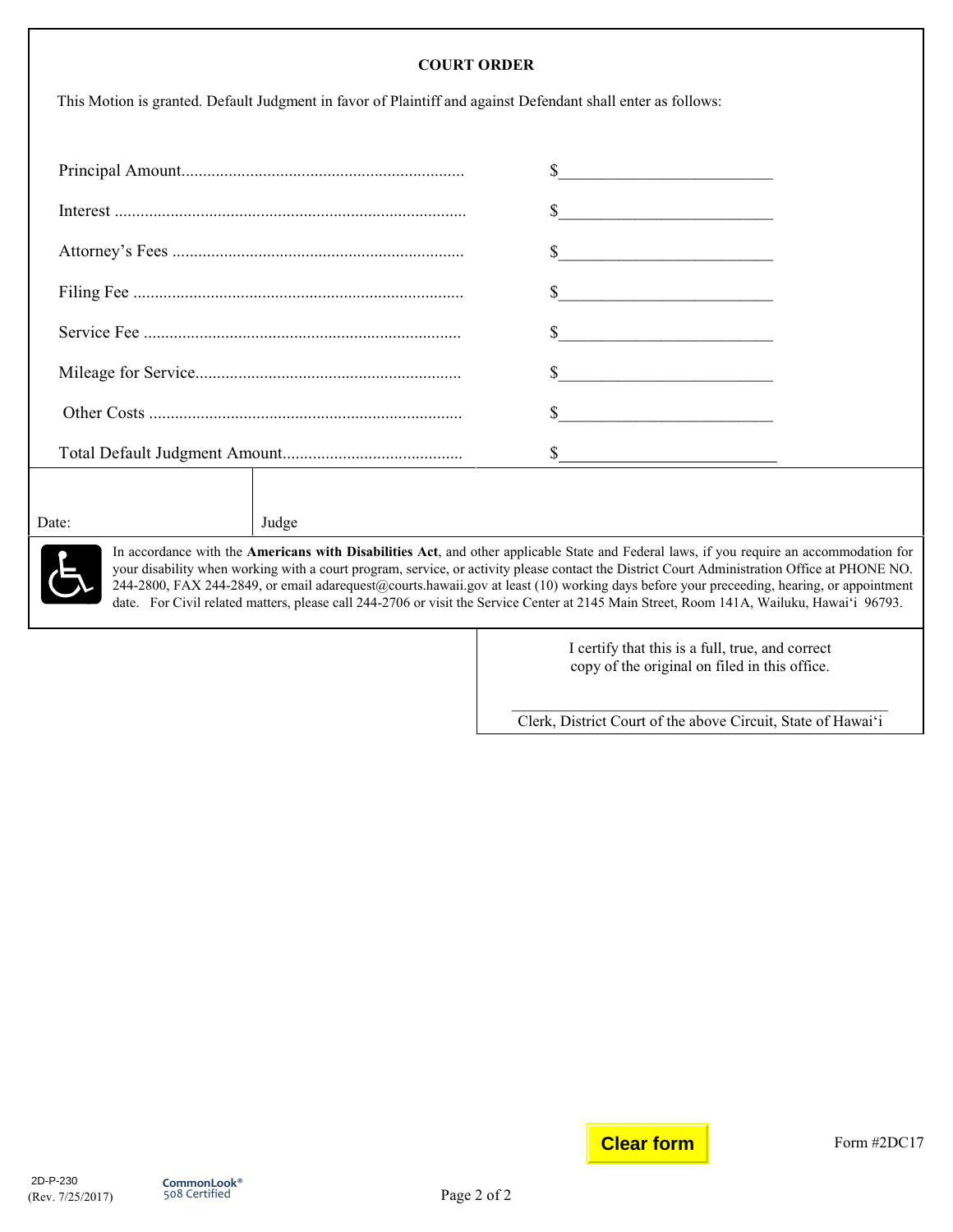**COURT ORDER**

This Motion is granted. Default Judgment in favor of Plaintiff and against Defendant shall enter as follows:

| | |
|---|---|
| Principal Amount................................................................. | $\_\_\_\_\_\_\_\_\_\_\_\_\_\_\_\_\_\_\_\_\_\_\_\_\_ |
| Interest ................................................................................. | $\_\_\_\_\_\_\_\_\_\_\_\_\_\_\_\_\_\_\_\_\_\_\_\_\_ |
| Attorney's Fees ................................................................... | $\_\_\_\_\_\_\_\_\_\_\_\_\_\_\_\_\_\_\_\_\_\_\_\_\_ |
| Filing Fee ............................................................................ | $\_\_\_\_\_\_\_\_\_\_\_\_\_\_\_\_\_\_\_\_\_\_\_\_\_ |
| Service Fee ......................................................................... | $\_\_\_\_\_\_\_\_\_\_\_\_\_\_\_\_\_\_\_\_\_\_\_\_\_ |
| Mileage for Service............................................................. | $\_\_\_\_\_\_\_\_\_\_\_\_\_\_\_\_\_\_\_\_\_\_\_\_\_ |
| Other Costs ........................................................................ | $\_\_\_\_\_\_\_\_\_\_\_\_\_\_\_\_\_\_\_\_\_\_\_\_\_ |
| Total Default Judgment Amount.......................................... | $\_\_\_\_\_\_\_\_\_\_\_\_\_\_\_\_\_\_\_\_\_\_\_\_\_ |

| | |
|---|---|
| Date: | Judge |

In accordance with the **Americans with Disabilities Act**, and other applicable State and Federal laws, if you require an accommodation for your disability when working with a court program, service, or activity please contact the District Court Administration Office at PHONE NO. 244-2800, FAX 244-2849, or email adarequest@courts.hawaii.gov at least (10) working days before your preceeding, hearing, or appointment date. For Civil related matters, please call 244-2706 or visit the Service Center at 2145 Main Street, Room 141A, Wailuku, Hawai'i 96793.

I certify that this is a full, true, and correct copy of the original on filed in this office.

\_\_\_\_\_\_\_\_\_\_\_\_\_\_\_\_\_\_\_\_\_\_\_\_\_\_\_\_\_\_\_\_\_\_\_\_\_\_\_\_\_\_\_\_\_\_

Clerk, District Court of the above Circuit, State of Hawai'i

Clear form

Form #2DC17

2D-P-230
(Rev. 7/25/2017)